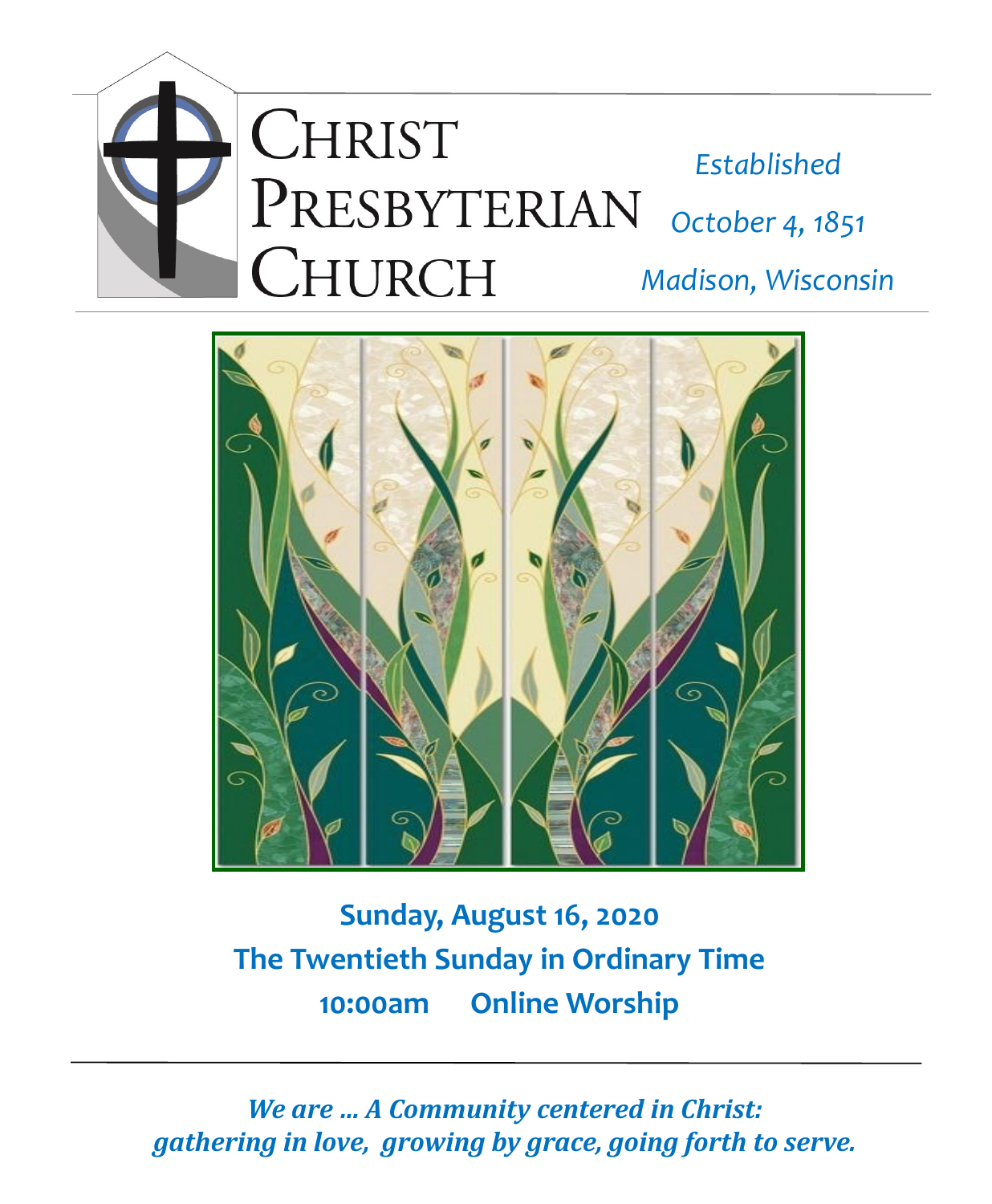# Christ Presbyterian Church

*Established*
*October 4, 1851*
*Madison, Wisconsin*

**Sunday, August 16, 2020**
**The Twentieth Sunday in Ordinary Time**
**10:00am Online Worship**

***We are ... A Community centered in Christ:***
***gathering in love, growing by grace, going forth to serve.***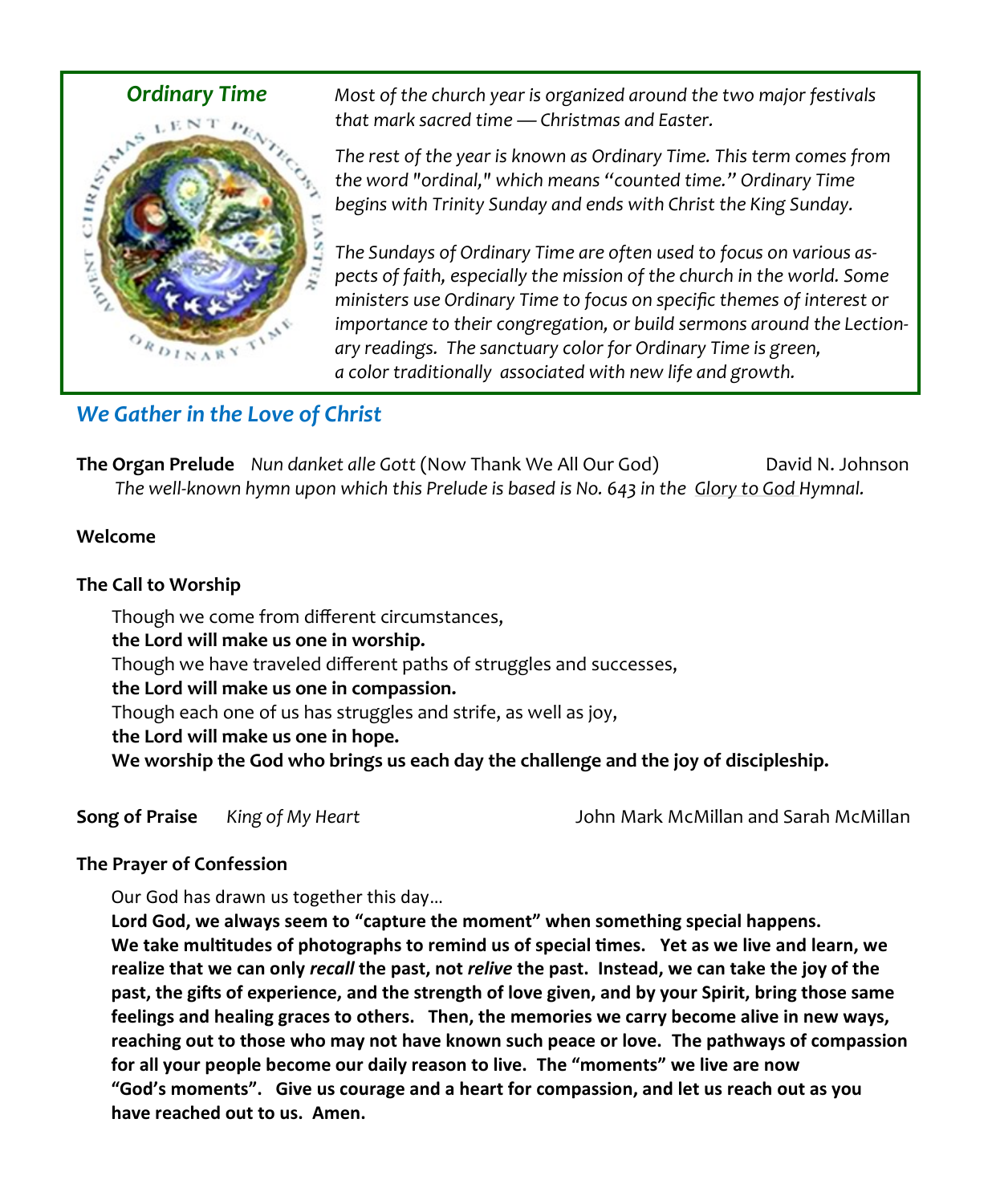## *Ordinary Time*

*Most of the church year is organized around the two major festivals that mark sacred time — Christmas and Easter.*

*The rest of the year is known as Ordinary Time. This term comes from the word "ordinal," which means "counted time." Ordinary Time begins with Trinity Sunday and ends with Christ the King Sunday.*

*The Sundays of Ordinary Time are often used to focus on various aspects of faith, especially the mission of the church in the world. Some ministers use Ordinary Time to focus on specific themes of interest or importance to their congregation, or build sermons around the Lectionary readings. The sanctuary color for Ordinary Time is green, a color traditionally associated with new life and growth.*

## *We Gather in the Love of Christ*

**The Organ Prelude** *Nun danket alle Gott* (Now Thank We All Our God) David N. Johnson

*The well-known hymn upon which this Prelude is based is No. 643 in the* Glory to God *Hymnal.*

**Welcome**

**The Call to Worship**

Though we come from different circumstances,
**the Lord will make us one in worship.**
Though we have traveled different paths of struggles and successes,
**the Lord will make us one in compassion.**
Though each one of us has struggles and strife, as well as joy,
**the Lord will make us one in hope.**
**We worship the God who brings us each day the challenge and the joy of discipleship.**

**Song of Praise** *King of My Heart* John Mark McMillan and Sarah McMillan

**The Prayer of Confession**

Our God has drawn us together this day…

**Lord God, we always seem to "capture the moment" when something special happens. We take multitudes of photographs to remind us of special times. Yet as we live and learn, we realize that we can only *recall* the past, not *relive* the past. Instead, we can take the joy of the past, the gifts of experience, and the strength of love given, and by your Spirit, bring those same feelings and healing graces to others. Then, the memories we carry become alive in new ways, reaching out to those who may not have known such peace or love. The pathways of compassion for all your people become our daily reason to live. The "moments" we live are now "God's moments". Give us courage and a heart for compassion, and let us reach out as you have reached out to us. Amen.**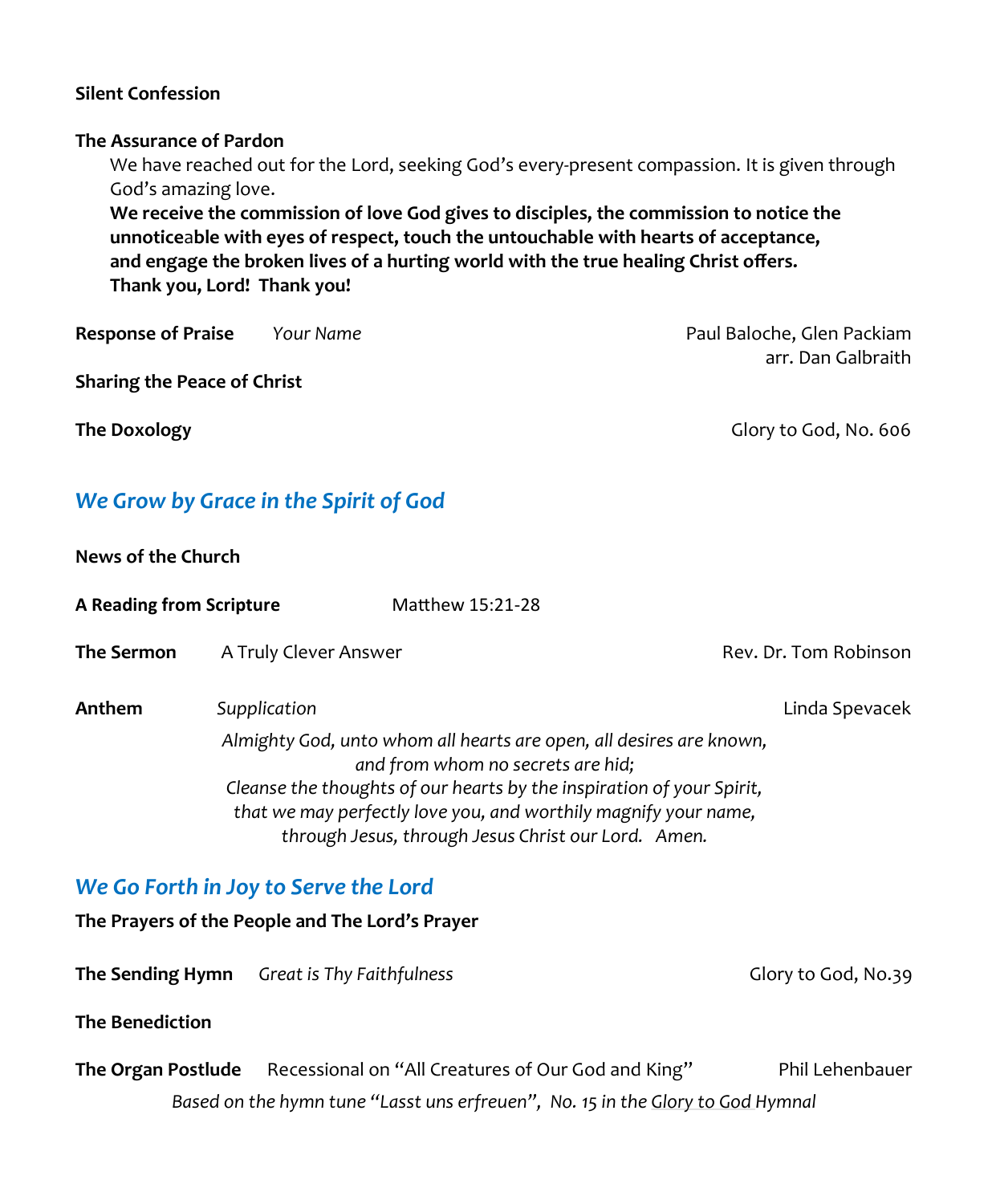**Silent Confession**

**The Assurance of Pardon**

We have reached out for the Lord, seeking God's every-present compassion. It is given through God's amazing love.

**We receive the commission of love God gives to disciples, the commission to notice the unnoticeable with eyes of respect, touch the untouchable with hearts of acceptance, and engage the broken lives of a hurting world with the true healing Christ offers. Thank you, Lord! Thank you!**

**Response of Praise** *Your Name* — Paul Baloche, Glen Packiam, arr. Dan Galbraith

**Sharing the Peace of Christ**

**The Doxology** — Glory to God, No. 606

## *We Grow by Grace in the Spirit of God*

**News of the Church**

**A Reading from Scripture** Matthew 15:21-28

**The Sermon** A Truly Clever Answer — Rev. Dr. Tom Robinson

**Anthem** *Supplication* — Linda Spevacek

*Almighty God, unto whom all hearts are open, all desires are known,*
*and from whom no secrets are hid;*
*Cleanse the thoughts of our hearts by the inspiration of your Spirit,*
*that we may perfectly love you, and worthily magnify your name,*
*through Jesus, through Jesus Christ our Lord. Amen.*

## *We Go Forth in Joy to Serve the Lord*

**The Prayers of the People and The Lord's Prayer**

**The Sending Hymn** *Great is Thy Faithfulness* — Glory to God, No.39

**The Benediction**

**The Organ Postlude** Recessional on "All Creatures of Our God and King" — Phil Lehenbauer

*Based on the hymn tune "Lasst uns erfreuen", No. 15 in the Glory to God Hymnal*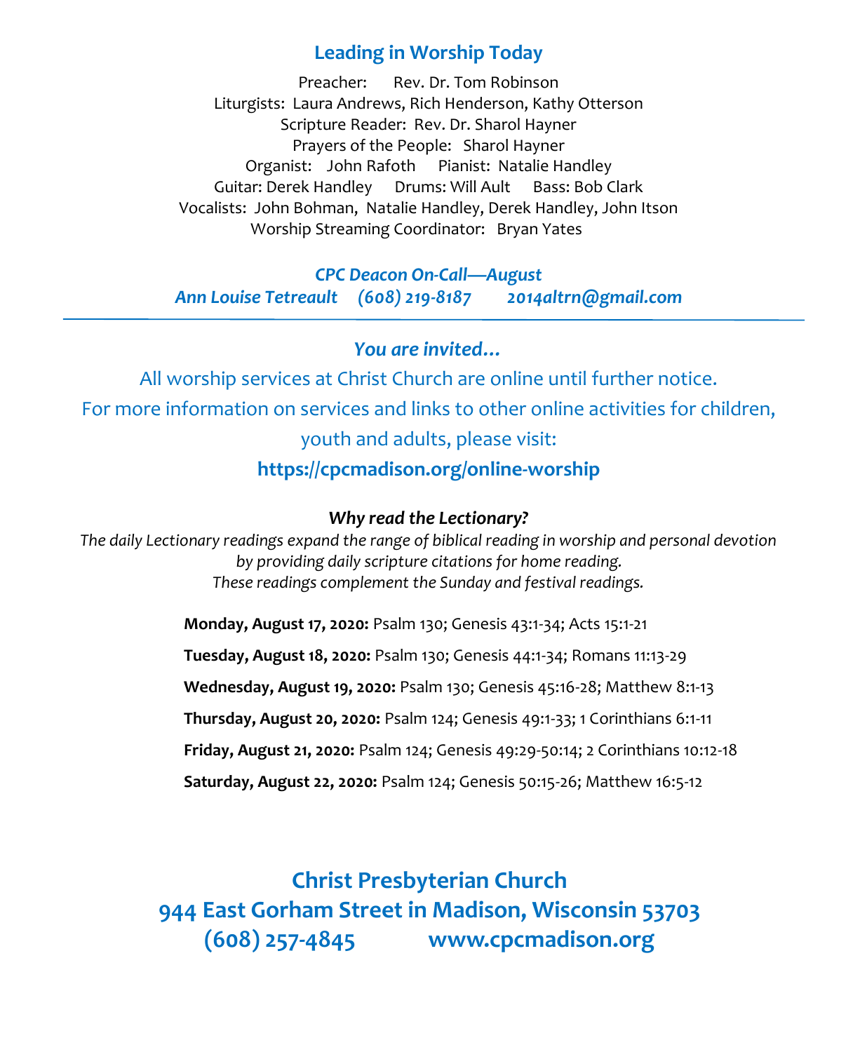## Leading in Worship Today

Preacher: Rev. Dr. Tom Robinson
Liturgists: Laura Andrews, Rich Henderson, Kathy Otterson
Scripture Reader: Rev. Dr. Sharol Hayner
Prayers of the People: Sharol Hayner
Organist: John Rafoth Pianist: Natalie Handley
Guitar: Derek Handley Drums: Will Ault Bass: Bob Clark
Vocalists: John Bohman, Natalie Handley, Derek Handley, John Itson
Worship Streaming Coordinator: Bryan Yates

***CPC Deacon On-Call—August***
***Ann Louise Tetreault (608) 219-8187 2014altrn@gmail.com***

---

### *You are invited…*

All worship services at Christ Church are online until further notice.
For more information on services and links to other online activities for children, youth and adults, please visit:

**https://cpcmadison.org/online-worship**

***Why read the Lectionary?***

*The daily Lectionary readings expand the range of biblical reading in worship and personal devotion by providing daily scripture citations for home reading. These readings complement the Sunday and festival readings.*

**Monday, August 17, 2020:** Psalm 130; Genesis 43:1-34; Acts 15:1-21

**Tuesday, August 18, 2020:** Psalm 130; Genesis 44:1-34; Romans 11:13-29

**Wednesday, August 19, 2020:** Psalm 130; Genesis 45:16-28; Matthew 8:1-13

**Thursday, August 20, 2020:** Psalm 124; Genesis 49:1-33; 1 Corinthians 6:1-11

**Friday, August 21, 2020:** Psalm 124; Genesis 49:29-50:14; 2 Corinthians 10:12-18

**Saturday, August 22, 2020:** Psalm 124; Genesis 50:15-26; Matthew 16:5-12

**Christ Presbyterian Church**
**944 East Gorham Street in Madison, Wisconsin 53703**
**(608) 257-4845 www.cpcmadison.org**